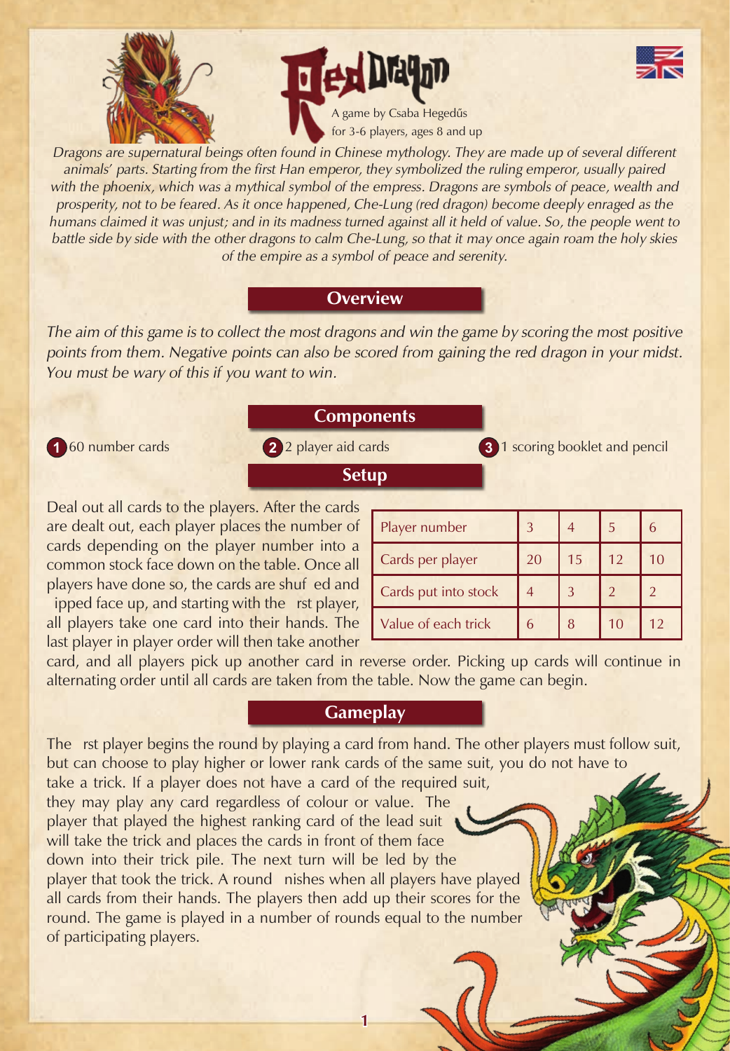# Red Dragon

A game by Csaba Hegedűs
for 3-6 players, ages 8 and up

*Dragons are supernatural beings often found in Chinese mythology. They are made up of several different animals' parts. Starting from the first Han emperor, they symbolized the ruling emperor, usually paired with the phoenix, which was a mythical symbol of the empress. Dragons are symbols of peace, wealth and prosperity, not to be feared. As it once happened, Che-Lung (red dragon) become deeply enraged as the humans claimed it was unjust; and in its madness turned against all it held of value. So, the people went to battle side by side with the other dragons to calm Che-Lung, so that it may once again roam the holy skies of the empire as a symbol of peace and serenity.*

## Overview

*The aim of this game is to collect the most dragons and win the game by scoring the most positive points from them. Negative points can also be scored from gaining the red dragon in your midst. You must be wary of this if you want to win.*

## Components

1. 60 number cards
2. 2 player aid cards
3. 1 scoring booklet and pencil

## Setup

Deal out all cards to the players. After the cards are dealt out, each player places the number of cards depending on the player number into a common stock face down on the table. Once all players have done so, the cards are shuf ed and ipped face up, and starting with the rst player, all players take one card into their hands. The last player in player order will then take another card, and all players pick up another card in reverse order. Picking up cards will continue in alternating order until all cards are taken from the table. Now the game can begin.

| Player number | 3 | 4 | 5 | 6 |
|---|---|---|---|---|
| Cards per player | 20 | 15 | 12 | 10 |
| Cards put into stock | 4 | 3 | 2 | 2 |
| Value of each trick | 6 | 8 | 10 | 12 |

## Gameplay

The rst player begins the round by playing a card from hand. The other players must follow suit, but can choose to play higher or lower rank cards of the same suit, you do not have to take a trick. If a player does not have a card of the required suit, they may play any card regardless of colour or value. The player that played the highest ranking card of the lead suit will take the trick and places the cards in front of them face down into their trick pile. The next turn will be led by the player that took the trick. A round nishes when all players have played all cards from their hands. The players then add up their scores for the round. The game is played in a number of rounds equal to the number of participating players.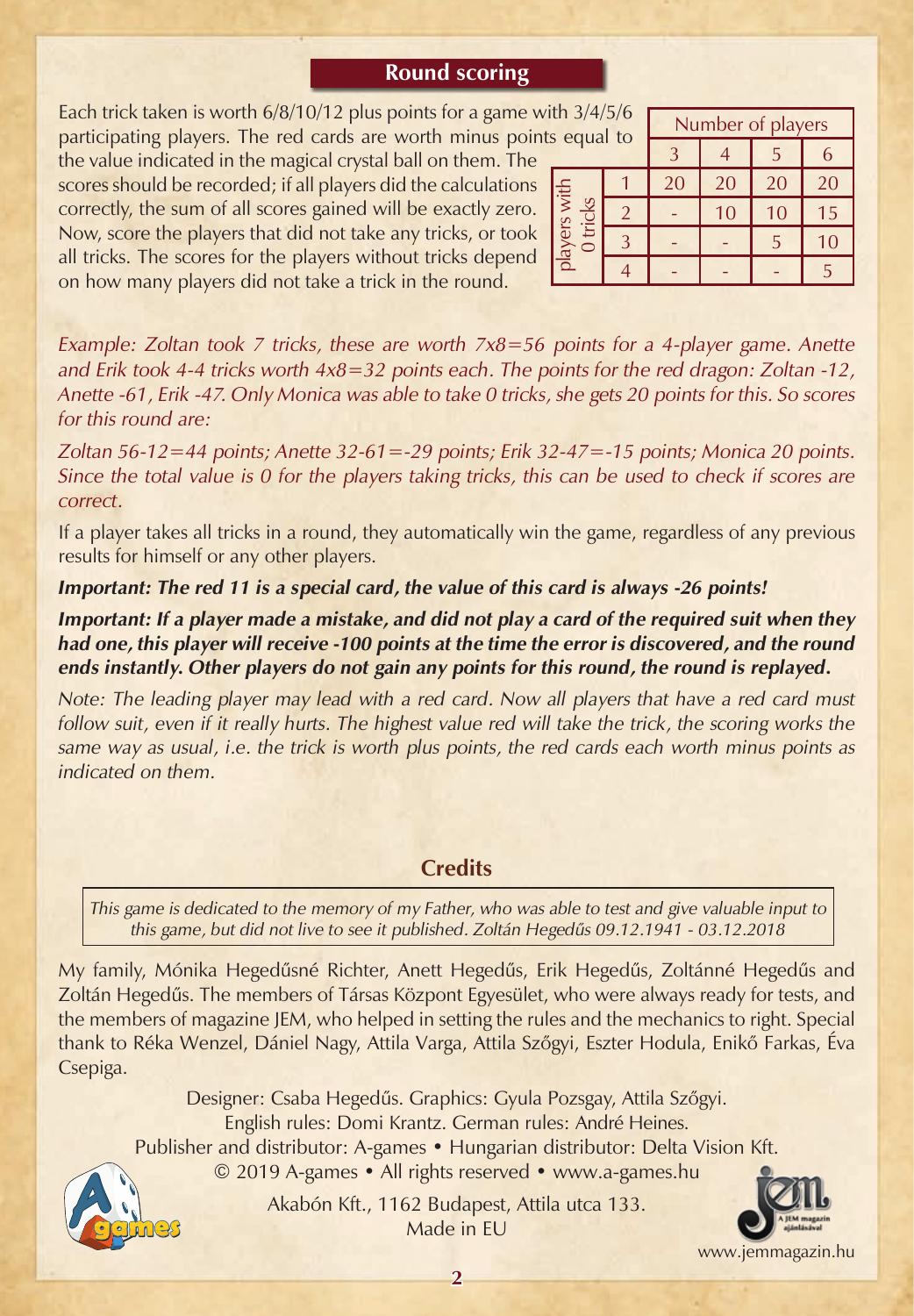## Round scoring

Each trick taken is worth 6/8/10/12 plus points for a game with 3/4/5/6 participating players. The red cards are worth minus points equal to the value indicated in the magical crystal ball on them. The scores should be recorded; if all players did the calculations correctly, the sum of all scores gained will be exactly zero. Now, score the players that did not take any tricks, or took all tricks. The scores for the players without tricks depend on how many players did not take a trick in the round.

| | | Number of players | | | |
|---|---|---|---|---|---|
| | | 3 | 4 | 5 | 6 |
| players with 0 tricks | 1 | 20 | 20 | 20 | 20 |
| | 2 | - | 10 | 10 | 15 |
| | 3 | - | - | 5 | 10 |
| | 4 | - | - | - | 5 |

*Example: Zoltan took 7 tricks, these are worth 7x8=56 points for a 4-player game. Anette and Erik took 4-4 tricks worth 4x8=32 points each. The points for the red dragon: Zoltan -12, Anette -61, Erik -47. Only Monica was able to take 0 tricks, she gets 20 points for this. So scores for this round are:*

*Zoltan 56-12=44 points; Anette 32-61=-29 points; Erik 32-47=-15 points; Monica 20 points. Since the total value is 0 for the players taking tricks, this can be used to check if scores are correct.*

If a player takes all tricks in a round, they automatically win the game, regardless of any previous results for himself or any other players.

***Important: The red 11 is a special card, the value of this card is always -26 points!***

***Important: If a player made a mistake, and did not play a card of the required suit when they had one, this player will receive -100 points at the time the error is discovered, and the round ends instantly. Other players do not gain any points for this round, the round is replayed.***

*Note: The leading player may lead with a red card. Now all players that have a red card must follow suit, even if it really hurts. The highest value red will take the trick, the scoring works the same way as usual, i.e. the trick is worth plus points, the red cards each worth minus points as indicated on them.*

## Credits

*This game is dedicated to the memory of my Father, who was able to test and give valuable input to this game, but did not live to see it published. Zoltán Hegedűs 09.12.1941 - 03.12.2018*

My family, Mónika Hegedűsné Richter, Anett Hegedűs, Erik Hegedűs, Zoltánné Hegedűs and Zoltán Hegedűs. The members of Társas Központ Egyesület, who were always ready for tests, and the members of magazine JEM, who helped in setting the rules and the mechanics to right. Special thank to Réka Wenzel, Dániel Nagy, Attila Varga, Attila Szőgyi, Eszter Hodula, Enikő Farkas, Éva Csepiga.

Designer: Csaba Hegedűs. Graphics: Gyula Pozsgay, Attila Szőgyi.
English rules: Domi Krantz. German rules: André Heines.
Publisher and distributor: A-games • Hungarian distributor: Delta Vision Kft.
© 2019 A-games • All rights reserved • www.a-games.hu

Akabón Kft., 1162 Budapest, Attila utca 133.
Made in EU

www.jemmagazin.hu